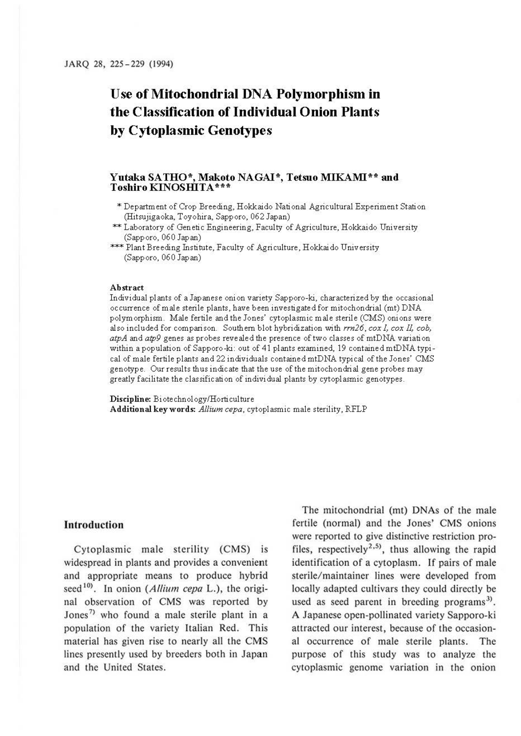# Use of Mitochondrial DNA Polymorphism in the Classification of Individual Onion Plants by Cytoplasmic Genotypes

**Yutaka SATHO\*, Makoto NAGAI\*, Tetsuo MIKAMI\*\* and Toshiro KINOSHITA\*\*\***

\* Department of Crop Breeding, Hokkaido National Agricultural Experiment Station (Hitsujigaoka, Toyohira, Sapporo, 062 Japan)

\*\* Laboratory of Genetic Engineering, Faculty of Agriculture, Hokkaido University (Sapporo, 060 Japan)

\*\*\* Plant Breeding Institute, Faculty of Agriculture, Hokkaido University (Sapporo, 060 Japan)

### Abstract

Individual plants of a Japanese onion variety Sapporo-ki, characterized by the occasional occurrence of male sterile plants, have been investigated for mitochondrial (mt) DNA polymorphism. Male fertile and the Jones' cytoplasmic male sterile (CMS) onions were also included for comparison. Southern blot hybridization with *rrn26*, *cox I*, *cox II*, *cob*, *atpA* and *atp9* genes as probes revealed the presence of two classes of mtDNA variation within a population of Sapporo-ki: out of 41 plants examined, 19 contained mtDNA typical of male fertile plants and 22 individuals contained mtDNA typical of the Jones' CMS genotype. Our results thus indicate that the use of the mitochondrial gene probes may greatly facilitate the classification of individual plants by cytoplasmic genotypes.

**Discipline:** Biotechnology/Horticulture

**Additional key words:** *Allium cepa*, cytoplasmic male sterility, RFLP

## Introduction

Cytoplasmic male sterility (CMS) is widespread in plants and provides a convenient and appropriate means to produce hybrid seed[10]. In onion (*Allium cepa* L.), the original observation of CMS was reported by Jones[7] who found a male sterile plant in a population of the variety Italian Red. This material has given rise to nearly all the CMS lines presently used by breeders both in Japan and the United States.

The mitochondrial (mt) DNAs of the male fertile (normal) and the Jones' CMS onions were reported to give distinctive restriction profiles, respectively[2,5], thus allowing the rapid identification of a cytoplasm. If pairs of male sterile/maintainer lines were developed from locally adapted cultivars they could directly be used as seed parent in breeding programs[3]. A Japanese open-pollinated variety Sapporo-ki attracted our interest, because of the occasional occurrence of male sterile plants. The purpose of this study was to analyze the cytoplasmic genome variation in the onion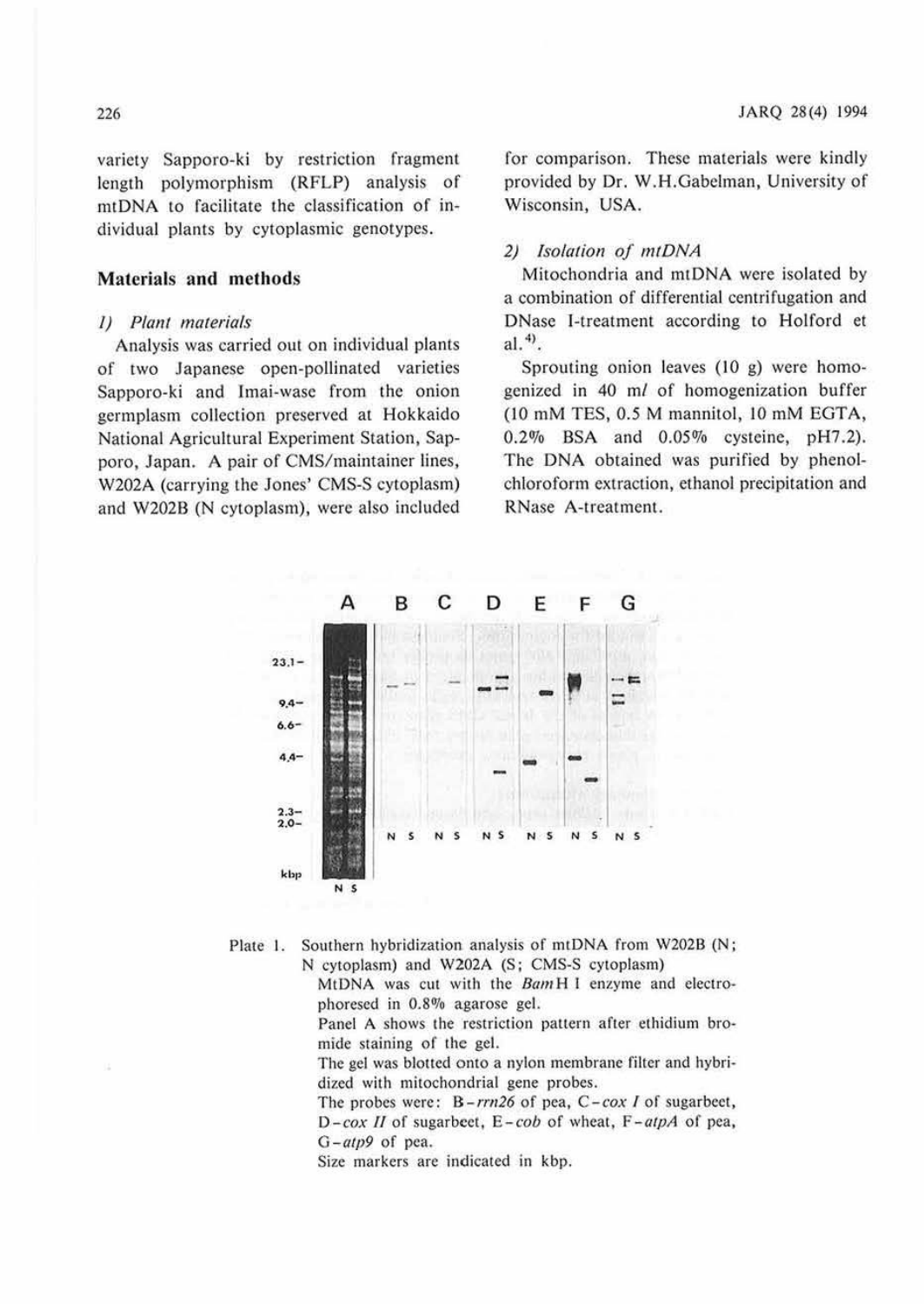variety Sapporo-ki by restriction fragment length polymorphism (RFLP) analysis of mtDNA to facilitate the classification of individual plants by cytoplasmic genotypes.

## Materials and methods

### 1) Plant materials

Analysis was carried out on individual plants of two Japanese open-pollinated varieties Sapporo-ki and Imai-wase from the onion germplasm collection preserved at Hokkaido National Agricultural Experiment Station, Sapporo, Japan. A pair of CMS/maintainer lines, W202A (carrying the Jones' CMS-S cytoplasm) and W202B (N cytoplasm), were also included for comparison. These materials were kindly provided by Dr. W.H.Gabelman, University of Wisconsin, USA.

### 2) Isolation of mtDNA

Mitochondria and mtDNA were isolated by a combination of differential centrifugation and DNase I-treatment according to Holford et al.[4].

Sprouting onion leaves (10 g) were homogenized in 40 ml of homogenization buffer (10 mM TES, 0.5 M mannitol, 10 mM EGTA, 0.2% BSA and 0.05% cysteine, pH7.2). The DNA obtained was purified by phenol-chloroform extraction, ethanol precipitation and RNase A-treatment.

Plate 1. Southern hybridization analysis of mtDNA from W202B (N; N cytoplasm) and W202A (S; CMS-S cytoplasm)
MtDNA was cut with the *Bam*H I enzyme and electrophoresed in 0.8% agarose gel.
Panel A shows the restriction pattern after ethidium bromide staining of the gel.
The gel was blotted onto a nylon membrane filter and hybridized with mitochondrial gene probes.
The probes were: B-*rrn26* of pea, C-*cox I* of sugarbeet, D-*cox II* of sugarbeet, E-*cob* of wheat, F-*atpA* of pea, G-*atp9* of pea.
Size markers are indicated in kbp.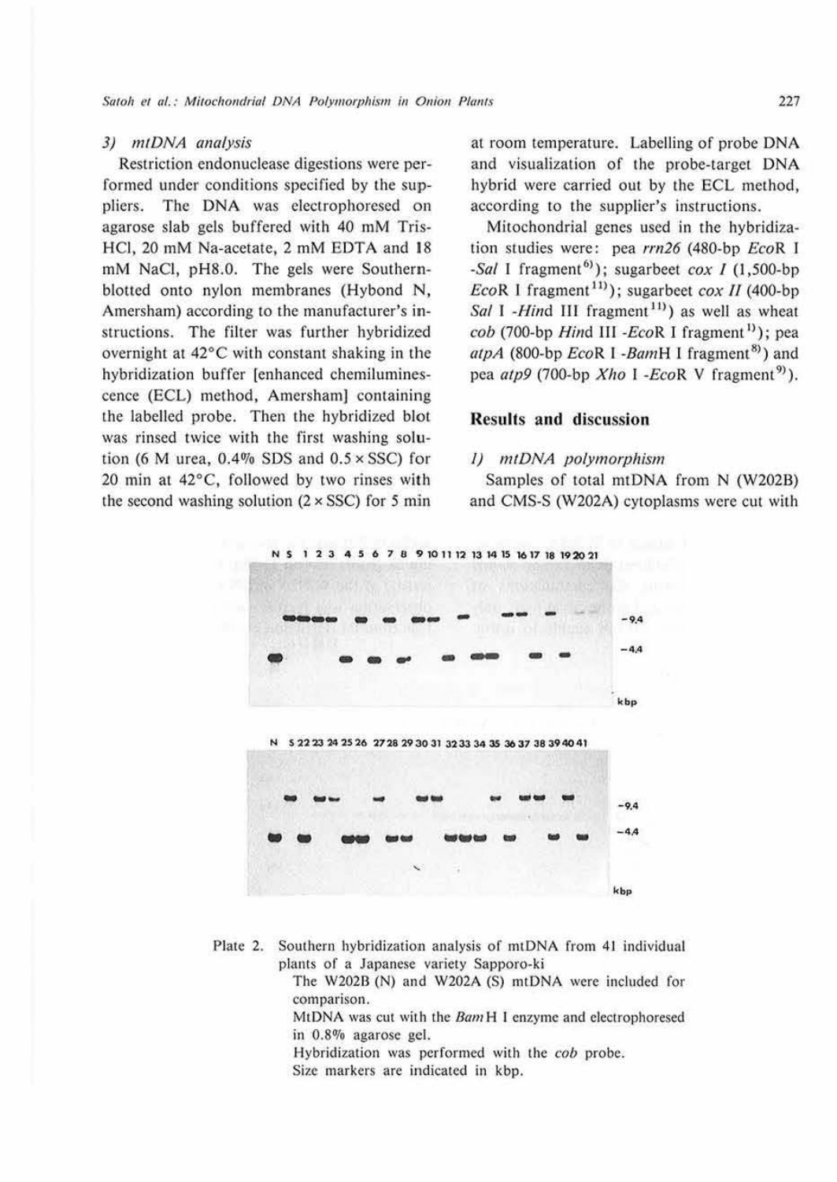### 3) mtDNA analysis

Restriction endonuclease digestions were performed under conditions specified by the suppliers. The DNA was electrophoresed on agarose slab gels buffered with 40 mM Tris-HCl, 20 mM Na-acetate, 2 mM EDTA and 18 mM NaCl, pH8.0. The gels were Southern-blotted onto nylon membranes (Hybond N, Amersham) according to the manufacturer's instructions. The filter was further hybridized overnight at 42°C with constant shaking in the hybridization buffer [enhanced chemiluminescence (ECL) method, Amersham] containing the labelled probe. Then the hybridized blot was rinsed twice with the first washing solution (6 M urea, 0.4% SDS and 0.5 × SSC) for 20 min at 42°C, followed by two rinses with the second washing solution (2 × SSC) for 5 min at room temperature. Labelling of probe DNA and visualization of the probe-target DNA hybrid were carried out by the ECL method, according to the supplier's instructions.

Mitochondrial genes used in the hybridization studies were: pea *rrn26* (480-bp *Eco*R I -*Sal* I fragment[6]); sugarbeet *cox I* (1,500-bp *Eco*R I fragment[11]); sugarbeet *cox II* (400-bp *Sal* I -*Hind* III fragment[11]) as well as wheat *cob* (700-bp *Hind* III -*Eco*R I fragment[1]); pea *atpA* (800-bp *Eco*R I -*Bam*H I fragment[8]) and pea *atp9* (700-bp *Xho* I -*Eco*R V fragment[9]).

## Results and discussion

### 1) mtDNA polymorphism

Samples of total mtDNA from N (W202B) and CMS-S (W202A) cytoplasms were cut with

Plate 2. Southern hybridization analysis of mtDNA from 41 individual plants of a Japanese variety Sapporo-ki
The W202B (N) and W202A (S) mtDNA were included for comparison.
MtDNA was cut with the *Bam*H I enzyme and electrophoresed in 0.8% agarose gel.
Hybridization was performed with the *cob* probe.
Size markers are indicated in kbp.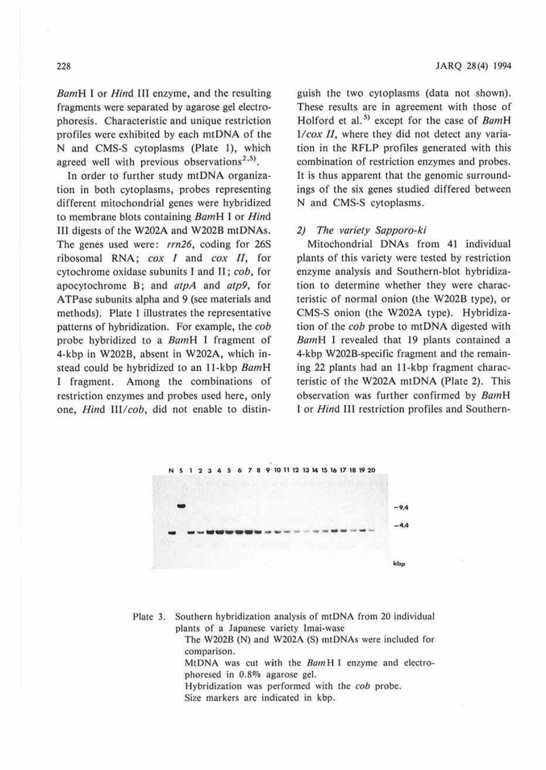*Bam*H I or *Hin*d III enzyme, and the resulting fragments were separated by agarose gel electrophoresis. Characteristic and unique restriction profiles were exhibited by each mtDNA of the N and CMS-S cytoplasms (Plate 1), which agreed well with previous observations[2,5].

In order to further study mtDNA organization in both cytoplasms, probes representing different mitochondrial genes were hybridized to membrane blots containing *Bam*H I or *Hin*d III digests of the W202A and W202B mtDNAs. The genes used were: *rrn26*, coding for 26S ribosomal RNA; *cox I* and *cox II*, for cytochrome oxidase subunits I and II; *cob*, for apocytochrome B; and *atpA* and *atp9*, for ATPase subunits alpha and 9 (see materials and methods). Plate 1 illustrates the representative patterns of hybridization. For example, the *cob* probe hybridized to a *Bam*H I fragment of 4-kbp in W202B, absent in W202A, which instead could be hybridized to an 11-kbp *Bam*H I fragment. Among the combinations of restriction enzymes and probes used here, only one, *Hin*d III/*cob*, did not enable to distinguish the two cytoplasms (data not shown). These results are in agreement with those of Holford et al.[5] except for the case of *Bam*H I/*cox II*, where they did not detect any variation in the RFLP profiles generated with this combination of restriction enzymes and probes. It is thus apparent that the genomic surroundings of the six genes studied differed between N and CMS-S cytoplasms.

### 2) The variety Sapporo-ki

Mitochondrial DNAs from 41 individual plants of this variety were tested by restriction enzyme analysis and Southern-blot hybridization to determine whether they were characteristic of normal onion (the W202B type), or CMS-S onion (the W202A type). Hybridization of the *cob* probe to mtDNA digested with *Bam*H I revealed that 19 plants contained a 4-kbp W202B-specific fragment and the remaining 22 plants had an 11-kbp fragment characteristic of the W202A mtDNA (Plate 2). This observation was further confirmed by *Bam*H I or *Hin*d III restriction profiles and Southern-

Plate 3. Southern hybridization analysis of mtDNA from 20 individual plants of a Japanese variety Imai-wase
The W202B (N) and W202A (S) mtDNAs were included for comparison.
MtDNA was cut with the *Bam*H I enzyme and electrophoresed in 0.8% agarose gel.
Hybridization was performed with the *cob* probe.
Size markers are indicated in kbp.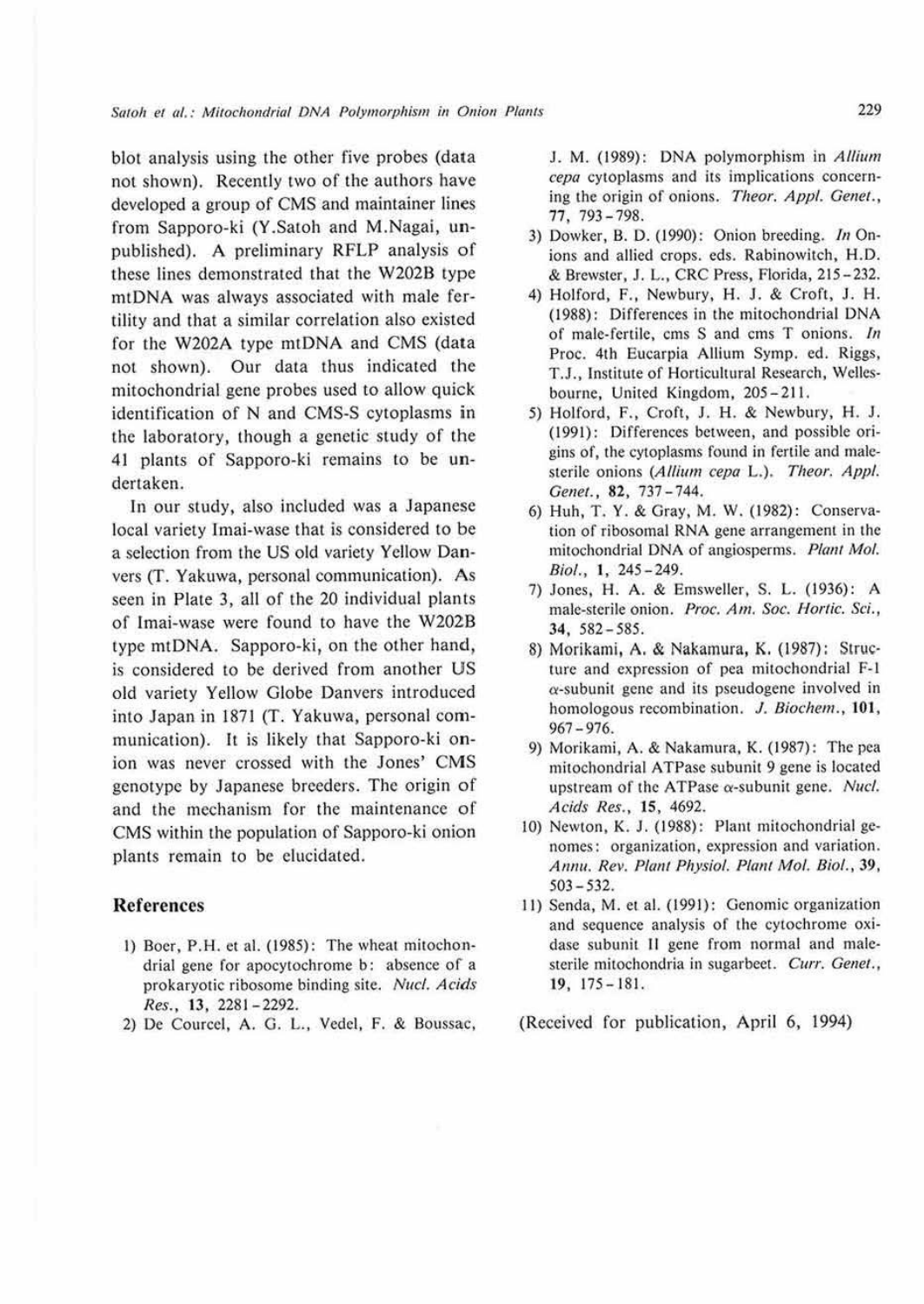blot analysis using the other five probes (data not shown). Recently two of the authors have developed a group of CMS and maintainer lines from Sapporo-ki (Y.Satoh and M.Nagai, unpublished). A preliminary RFLP analysis of these lines demonstrated that the W202B type mtDNA was always associated with male fertility and that a similar correlation also existed for the W202A type mtDNA and CMS (data not shown). Our data thus indicated the mitochondrial gene probes used to allow quick identification of N and CMS-S cytoplasms in the laboratory, though a genetic study of the 41 plants of Sapporo-ki remains to be undertaken.

In our study, also included was a Japanese local variety Imai-wase that is considered to be a selection from the US old variety Yellow Danvers (T. Yakuwa, personal communication). As seen in Plate 3, all of the 20 individual plants of Imai-wase were found to have the W202B type mtDNA. Sapporo-ki, on the other hand, is considered to be derived from another US old variety Yellow Globe Danvers introduced into Japan in 1871 (T. Yakuwa, personal communication). It is likely that Sapporo-ki onion was never crossed with the Jones' CMS genotype by Japanese breeders. The origin of and the mechanism for the maintenance of CMS within the population of Sapporo-ki onion plants remain to be elucidated.

## References

1) Boer, P.H. et al. (1985): The wheat mitochondrial gene for apocytochrome b: absence of a prokaryotic ribosome binding site. *Nucl. Acids Res.*, **13**, 2281-2292.
2) De Courcel, A. G. L., Vedel, F. & Boussac, J. M. (1989): DNA polymorphism in *Allium cepa* cytoplasms and its implications concerning the origin of onions. *Theor. Appl. Genet.*, **77**, 793-798.
3) Dowker, B. D. (1990): Onion breeding. *In* Onions and allied crops. eds. Rabinowitch, H.D. & Brewster, J. L., CRC Press, Florida, 215-232.
4) Holford, F., Newbury, H. J. & Croft, J. H. (1988): Differences in the mitochondrial DNA of male-fertile, cms S and cms T onions. *In* Proc. 4th Eucarpia Allium Symp. ed. Riggs, T.J., Institute of Horticultural Research, Wellesbourne, United Kingdom, 205-211.
5) Holford, F., Croft, J. H. & Newbury, H. J. (1991): Differences between, and possible origins of, the cytoplasms found in fertile and male-sterile onions (*Allium cepa* L.). *Theor. Appl. Genet.*, **82**, 737-744.
6) Huh, T. Y. & Gray, M. W. (1982): Conservation of ribosomal RNA gene arrangement in the mitochondrial DNA of angiosperms. *Plant Mol. Biol.*, **1**, 245-249.
7) Jones, H. A. & Emsweller, S. L. (1936): A male-sterile onion. *Proc. Am. Soc. Hortic. Sci.*, **34**, 582-585.
8) Morikami, A. & Nakamura, K. (1987): Structure and expression of pea mitochondrial F-1 $\alpha$-subunit gene and its pseudogene involved in homologous recombination. *J. Biochem.*, **101**, 967-976.
9) Morikami, A. & Nakamura, K. (1987): The pea mitochondrial ATPase subunit 9 gene is located upstream of the ATPase $\alpha$-subunit gene. *Nucl. Acids Res.*, **15**, 4692.
10) Newton, K. J. (1988): Plant mitochondrial genomes: organization, expression and variation. *Annu. Rev. Plant Physiol. Plant Mol. Biol.*, **39**, 503-532.
11) Senda, M. et al. (1991): Genomic organization and sequence analysis of the cytochrome oxidase subunit II gene from normal and male-sterile mitochondria in sugarbeet. *Curr. Genet.*, **19**, 175-181.

(Received for publication, April 6, 1994)